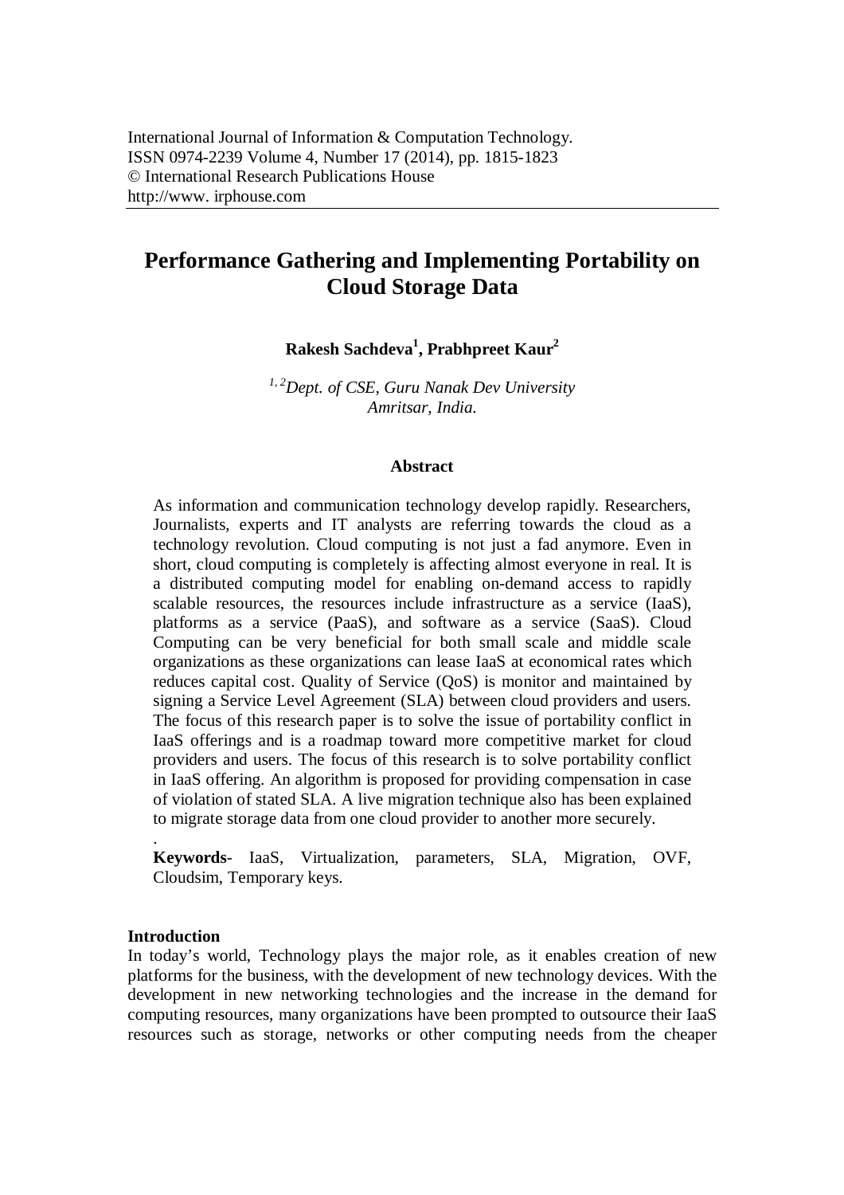International Journal of Information & Computation Technology.
ISSN 0974-2239 Volume 4, Number 17 (2014), pp. 1815-1823
© International Research Publications House
http://www. irphouse.com

# Performance Gathering and Implementing Portability on Cloud Storage Data

**Rakesh Sachdeva[1], Prabhpreet Kaur[2]**

*[1,2]Dept. of CSE, Guru Nanak Dev University*
*Amritsar, India.*

## Abstract

As information and communication technology develop rapidly. Researchers, Journalists, experts and IT analysts are referring towards the cloud as a technology revolution. Cloud computing is not just a fad anymore. Even in short, cloud computing is completely is affecting almost everyone in real. It is a distributed computing model for enabling on-demand access to rapidly scalable resources, the resources include infrastructure as a service (IaaS), platforms as a service (PaaS), and software as a service (SaaS). Cloud Computing can be very beneficial for both small scale and middle scale organizations as these organizations can lease IaaS at economical rates which reduces capital cost. Quality of Service (QoS) is monitor and maintained by signing a Service Level Agreement (SLA) between cloud providers and users. The focus of this research paper is to solve the issue of portability conflict in IaaS offerings and is a roadmap toward more competitive market for cloud providers and users. The focus of this research is to solve portability conflict in IaaS offering. An algorithm is proposed for providing compensation in case of violation of stated SLA. A live migration technique also has been explained to migrate storage data from one cloud provider to another more securely.

.

**Keywords**- IaaS, Virtualization, parameters, SLA, Migration, OVF, Cloudsim, Temporary keys.

## Introduction

In today's world, Technology plays the major role, as it enables creation of new platforms for the business, with the development of new technology devices. With the development in new networking technologies and the increase in the demand for computing resources, many organizations have been prompted to outsource their IaaS resources such as storage, networks or other computing needs from the cheaper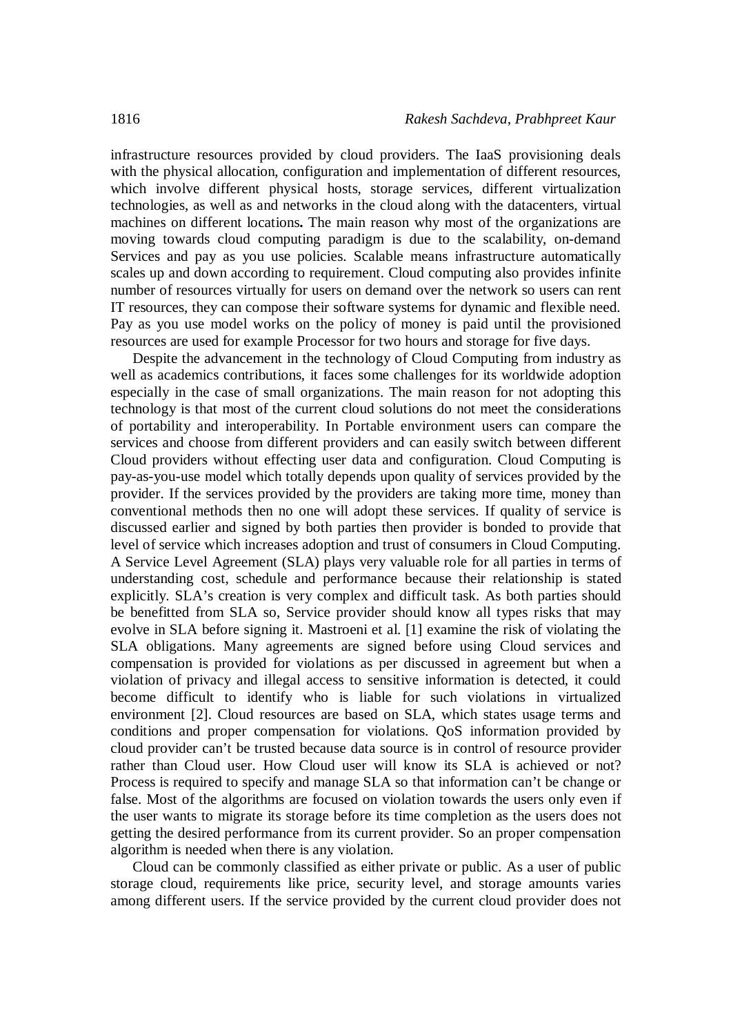infrastructure resources provided by cloud providers. The IaaS provisioning deals with the physical allocation, configuration and implementation of different resources, which involve different physical hosts, storage services, different virtualization technologies, as well as and networks in the cloud along with the datacenters, virtual machines on different locations**.** The main reason why most of the organizations are moving towards cloud computing paradigm is due to the scalability, on-demand Services and pay as you use policies. Scalable means infrastructure automatically scales up and down according to requirement. Cloud computing also provides infinite number of resources virtually for users on demand over the network so users can rent IT resources, they can compose their software systems for dynamic and flexible need. Pay as you use model works on the policy of money is paid until the provisioned resources are used for example Processor for two hours and storage for five days.

Despite the advancement in the technology of Cloud Computing from industry as well as academics contributions, it faces some challenges for its worldwide adoption especially in the case of small organizations. The main reason for not adopting this technology is that most of the current cloud solutions do not meet the considerations of portability and interoperability. In Portable environment users can compare the services and choose from different providers and can easily switch between different Cloud providers without effecting user data and configuration. Cloud Computing is pay-as-you-use model which totally depends upon quality of services provided by the provider. If the services provided by the providers are taking more time, money than conventional methods then no one will adopt these services. If quality of service is discussed earlier and signed by both parties then provider is bonded to provide that level of service which increases adoption and trust of consumers in Cloud Computing. A Service Level Agreement (SLA) plays very valuable role for all parties in terms of understanding cost, schedule and performance because their relationship is stated explicitly. SLA's creation is very complex and difficult task. As both parties should be benefitted from SLA so, Service provider should know all types risks that may evolve in SLA before signing it. Mastroeni et al. [1] examine the risk of violating the SLA obligations. Many agreements are signed before using Cloud services and compensation is provided for violations as per discussed in agreement but when a violation of privacy and illegal access to sensitive information is detected, it could become difficult to identify who is liable for such violations in virtualized environment [2]. Cloud resources are based on SLA, which states usage terms and conditions and proper compensation for violations. QoS information provided by cloud provider can't be trusted because data source is in control of resource provider rather than Cloud user. How Cloud user will know its SLA is achieved or not? Process is required to specify and manage SLA so that information can't be change or false. Most of the algorithms are focused on violation towards the users only even if the user wants to migrate its storage before its time completion as the users does not getting the desired performance from its current provider. So an proper compensation algorithm is needed when there is any violation.

Cloud can be commonly classified as either private or public. As a user of public storage cloud, requirements like price, security level, and storage amounts varies among different users. If the service provided by the current cloud provider does not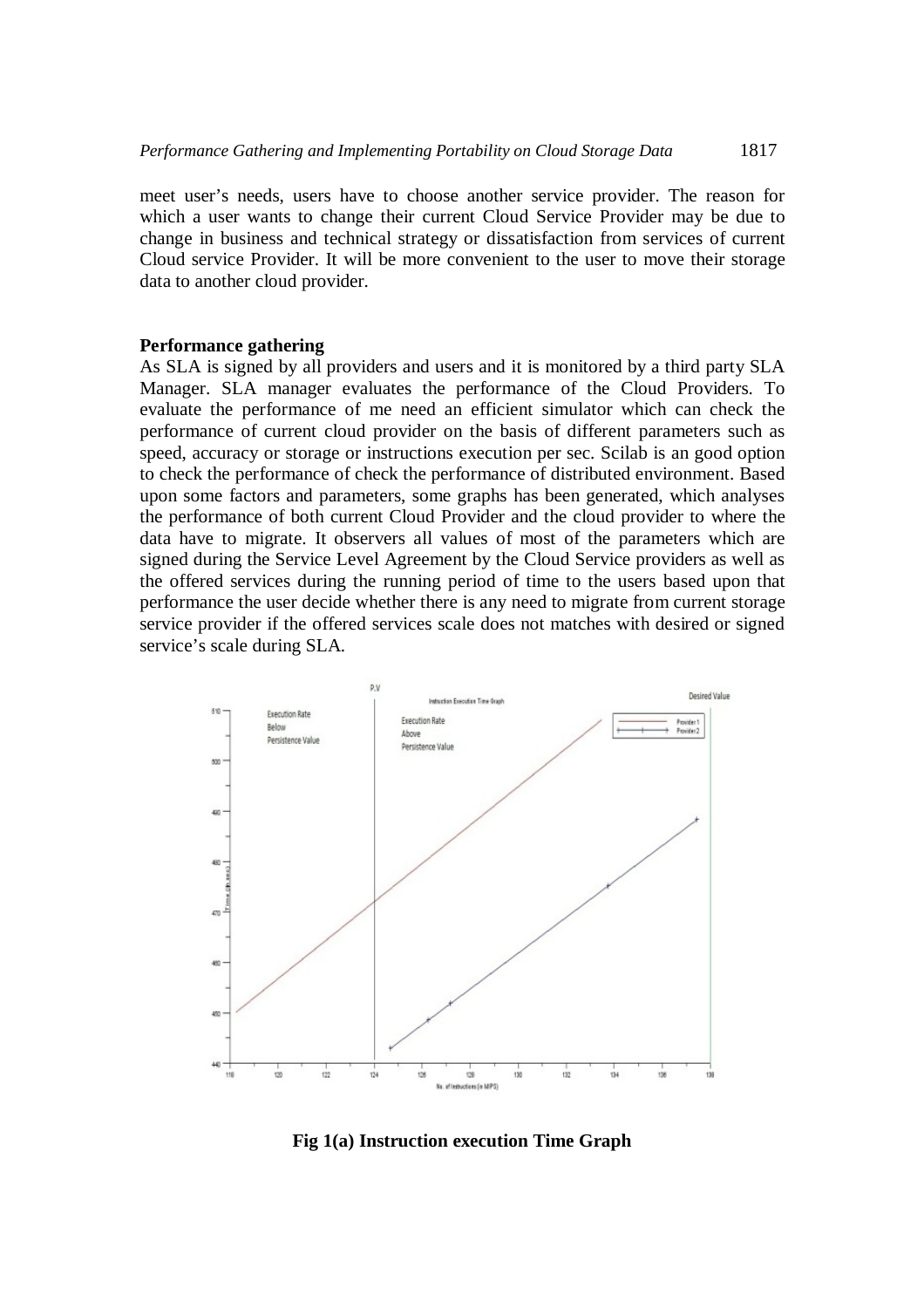meet user's needs, users have to choose another service provider. The reason for which a user wants to change their current Cloud Service Provider may be due to change in business and technical strategy or dissatisfaction from services of current Cloud service Provider. It will be more convenient to the user to move their storage data to another cloud provider.

**Performance gathering**

As SLA is signed by all providers and users and it is monitored by a third party SLA Manager. SLA manager evaluates the performance of the Cloud Providers. To evaluate the performance of me need an efficient simulator which can check the performance of current cloud provider on the basis of different parameters such as speed, accuracy or storage or instructions execution per sec. Scilab is an good option to check the performance of check the performance of distributed environment. Based upon some factors and parameters, some graphs has been generated, which analyses the performance of both current Cloud Provider and the cloud provider to where the data have to migrate. It observers all values of most of the parameters which are signed during the Service Level Agreement by the Cloud Service providers as well as the offered services during the running period of time to the users based upon that performance the user decide whether there is any need to migrate from current storage service provider if the offered services scale does not matches with desired or signed service's scale during SLA.

**Fig 1(a) Instruction execution Time Graph**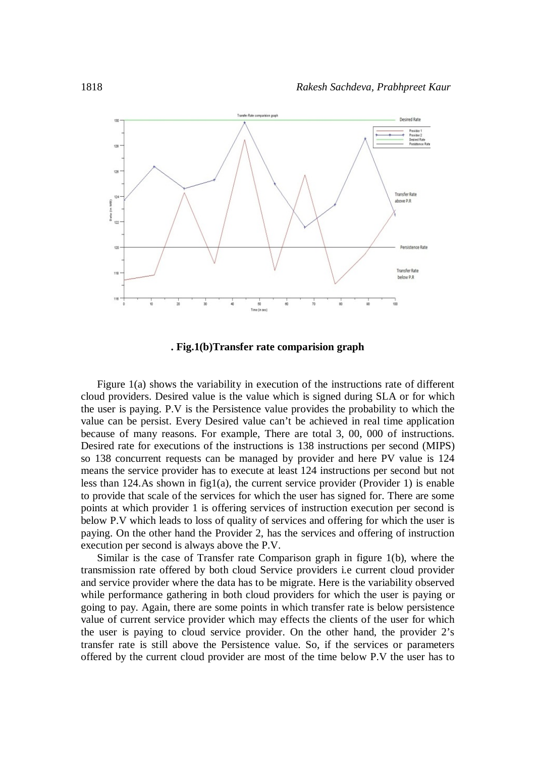. **Fig.1(b)Transfer rate comparision graph**

Figure 1(a) shows the variability in execution of the instructions rate of different cloud providers. Desired value is the value which is signed during SLA or for which the user is paying. P.V is the Persistence value provides the probability to which the value can be persist. Every Desired value can't be achieved in real time application because of many reasons. For example, There are total 3, 00, 000 of instructions. Desired rate for executions of the instructions is 138 instructions per second (MIPS) so 138 concurrent requests can be managed by provider and here PV value is 124 means the service provider has to execute at least 124 instructions per second but not less than 124.As shown in fig1(a), the current service provider (Provider 1) is enable to provide that scale of the services for which the user has signed for. There are some points at which provider 1 is offering services of instruction execution per second is below P.V which leads to loss of quality of services and offering for which the user is paying. On the other hand the Provider 2, has the services and offering of instruction execution per second is always above the P.V.

Similar is the case of Transfer rate Comparison graph in figure 1(b), where the transmission rate offered by both cloud Service providers i.e current cloud provider and service provider where the data has to be migrate. Here is the variability observed while performance gathering in both cloud providers for which the user is paying or going to pay. Again, there are some points in which transfer rate is below persistence value of current service provider which may effects the clients of the user for which the user is paying to cloud service provider. On the other hand, the provider 2's transfer rate is still above the Persistence value. So, if the services or parameters offered by the current cloud provider are most of the time below P.V the user has to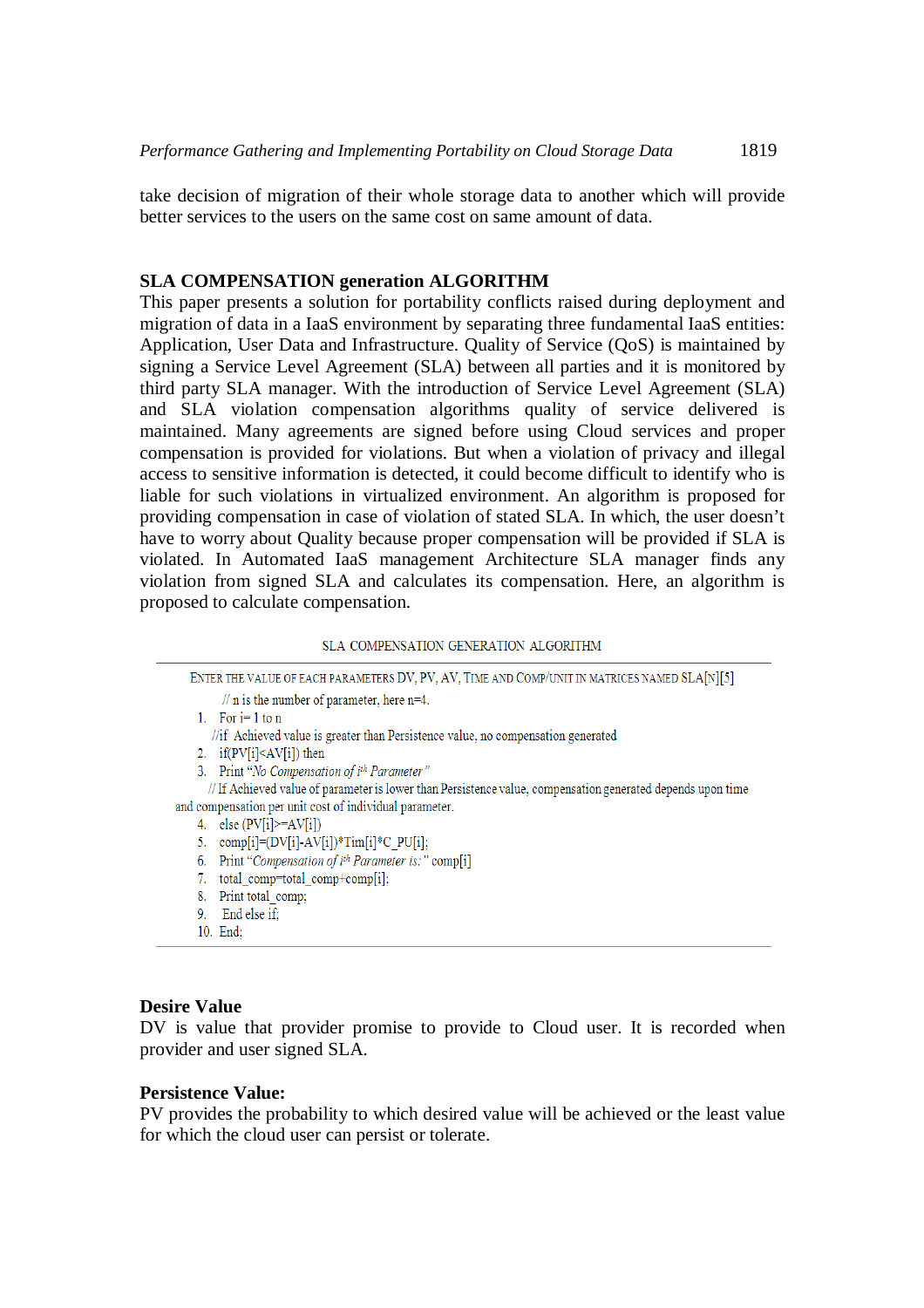take decision of migration of their whole storage data to another which will provide better services to the users on the same cost on same amount of data.

### SLA COMPENSATION generation ALGORITHM

This paper presents a solution for portability conflicts raised during deployment and migration of data in a IaaS environment by separating three fundamental IaaS entities: Application, User Data and Infrastructure. Quality of Service (QoS) is maintained by signing a Service Level Agreement (SLA) between all parties and it is monitored by third party SLA manager. With the introduction of Service Level Agreement (SLA) and SLA violation compensation algorithms quality of service delivered is maintained. Many agreements are signed before using Cloud services and proper compensation is provided for violations. But when a violation of privacy and illegal access to sensitive information is detected, it could become difficult to identify who is liable for such violations in virtualized environment. An algorithm is proposed for providing compensation in case of violation of stated SLA. In which, the user doesn't have to worry about Quality because proper compensation will be provided if SLA is violated. In Automated IaaS management Architecture SLA manager finds any violation from signed SLA and calculates its compensation. Here, an algorithm is proposed to calculate compensation.

SLA COMPENSATION GENERATION ALGORITHM

```
ENTER THE VALUE OF EACH PARAMETERS DV, PV, AV, TIME AND COMP/UNIT IN MATRICES NAMED SLA[N][5]
    // n is the number of parameter, here n=4.
1.  For i= 1 to n
   //if Achieved value is greater than Persistence value, no compensation generated
2.  if(PV[i]<AV[i]) then
3.  Print "No Compensation of ith Parameter"
   // If Achieved value of parameter is lower than Persistence value, compensation generated depends upon time
and compensation per unit cost of individual parameter.
4.  else (PV[i]>=AV[i])
5.  comp[i]=(DV[i]-AV[i])*Tim[i]*C_PU[i];
6.  Print "Compensation of ith Parameter is:" comp[i]
7.  total_comp=total_comp+comp[i];
8.  Print total_comp;
9.   End else if;
10. End;
```

### Desire Value

DV is value that provider promise to provide to Cloud user. It is recorded when provider and user signed SLA.

### Persistence Value:

PV provides the probability to which desired value will be achieved or the least value for which the cloud user can persist or tolerate.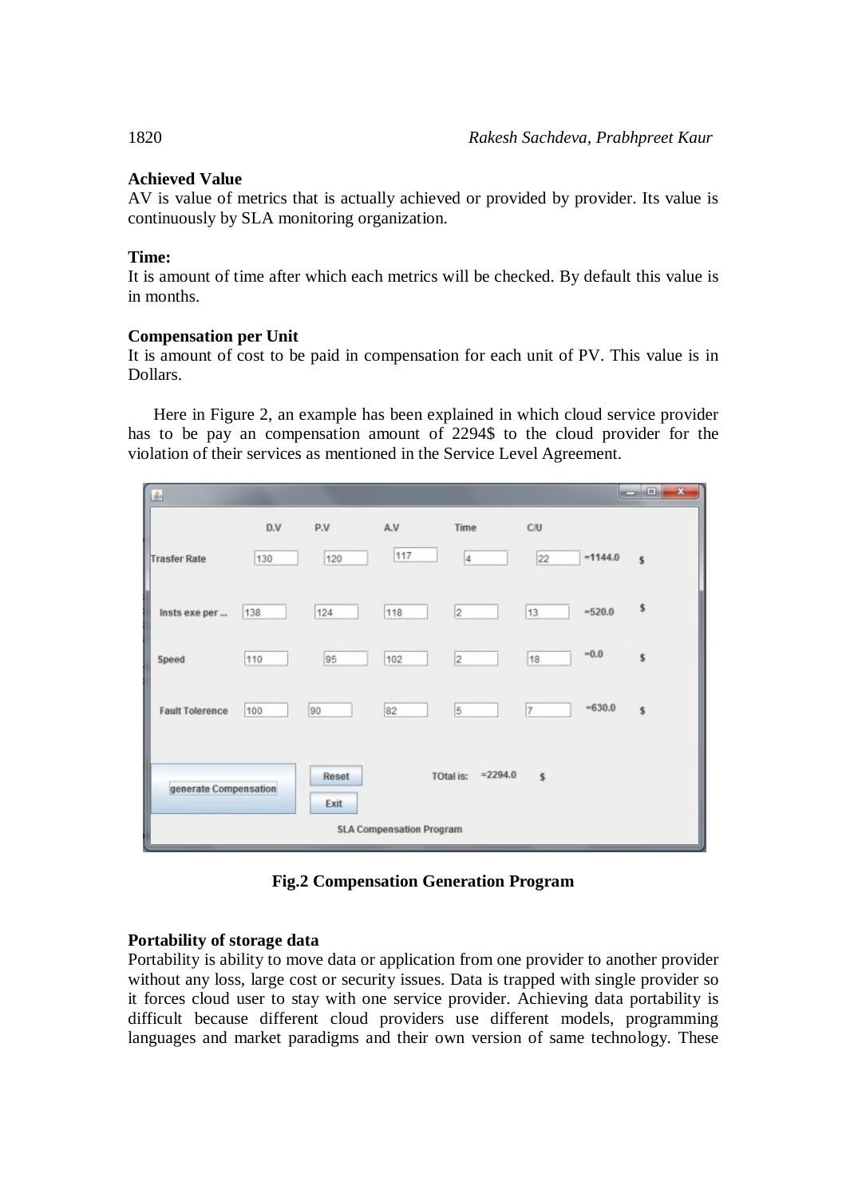**Achieved Value**
AV is value of metrics that is actually achieved or provided by provider. Its value is continuously by SLA monitoring organization.

**Time:**
It is amount of time after which each metrics will be checked. By default this value is in months.

**Compensation per Unit**
It is amount of cost to be paid in compensation for each unit of PV. This value is in Dollars.

Here in Figure 2, an example has been explained in which cloud service provider has to be pay an compensation amount of 2294$ to the cloud provider for the violation of their services as mentioned in the Service Level Agreement.

| | D.V | P.V | A.V | Time | C/U | | |
|---|---|---|---|---|---|---|---|
| Trasfer Rate | 130 | 120 | 117 | 4 | 22 | =1144.0 | $ |
| Insts exe per ... | 138 | 124 | 118 | 2 | 13 | =520.0 | $ |
| Speed | 110 | 95 | 102 | 2 | 18 | =0.0 | $ |
| Fault Tolerence | 100 | 90 | 82 | 5 | 7 | =630.0 | $ |

generate Compensation | Reset | Exit | TOtal is: =2294.0 $

SLA Compensation Program

**Fig.2 Compensation Generation Program**

**Portability of storage data**
Portability is ability to move data or application from one provider to another provider without any loss, large cost or security issues. Data is trapped with single provider so it forces cloud user to stay with one service provider. Achieving data portability is difficult because different cloud providers use different models, programming languages and market paradigms and their own version of same technology. These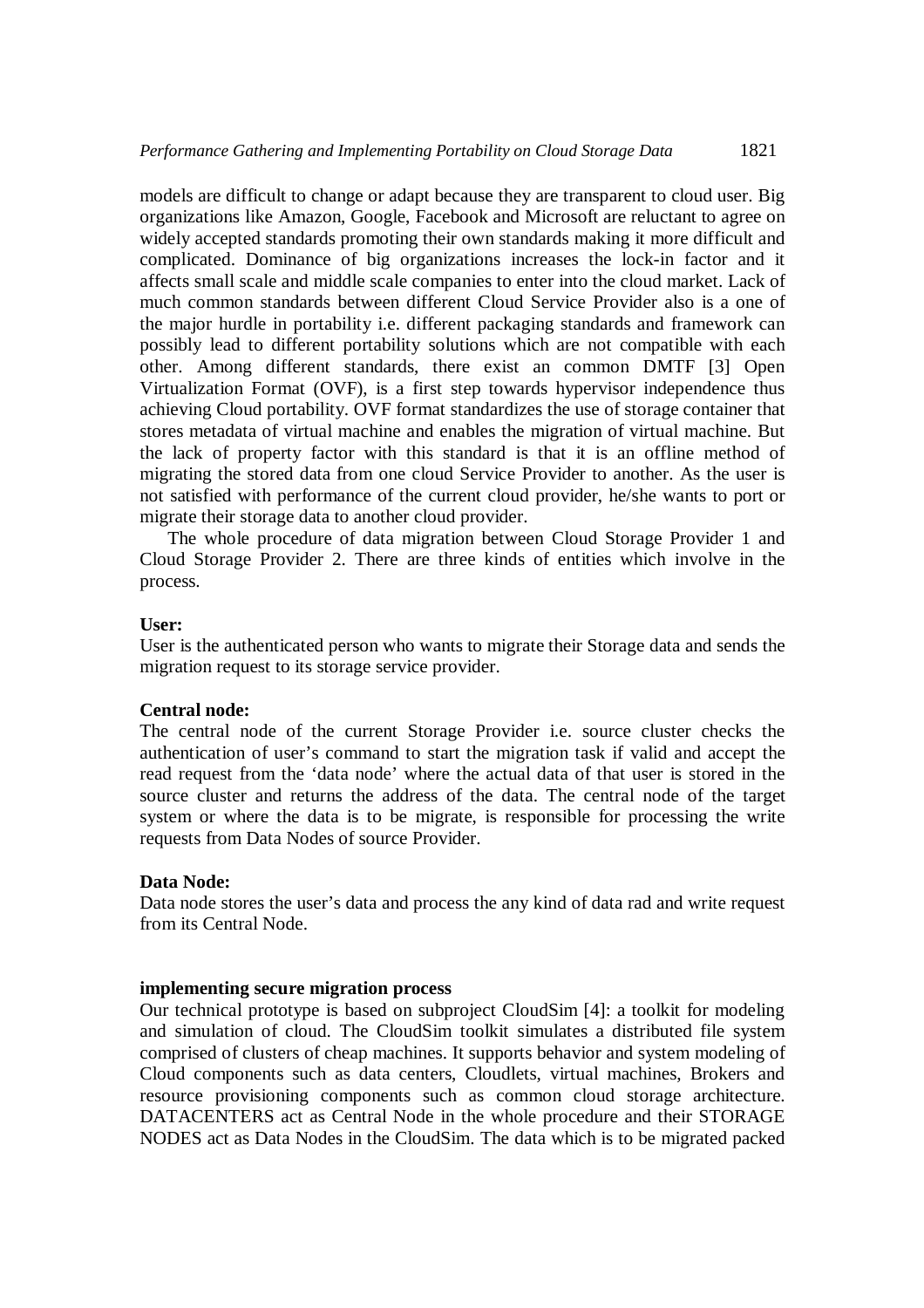models are difficult to change or adapt because they are transparent to cloud user. Big organizations like Amazon, Google, Facebook and Microsoft are reluctant to agree on widely accepted standards promoting their own standards making it more difficult and complicated. Dominance of big organizations increases the lock-in factor and it affects small scale and middle scale companies to enter into the cloud market. Lack of much common standards between different Cloud Service Provider also is a one of the major hurdle in portability i.e. different packaging standards and framework can possibly lead to different portability solutions which are not compatible with each other. Among different standards, there exist an common DMTF [3] Open Virtualization Format (OVF), is a first step towards hypervisor independence thus achieving Cloud portability. OVF format standardizes the use of storage container that stores metadata of virtual machine and enables the migration of virtual machine. But the lack of property factor with this standard is that it is an offline method of migrating the stored data from one cloud Service Provider to another. As the user is not satisfied with performance of the current cloud provider, he/she wants to port or migrate their storage data to another cloud provider.

The whole procedure of data migration between Cloud Storage Provider 1 and Cloud Storage Provider 2. There are three kinds of entities which involve in the process.

**User:**
User is the authenticated person who wants to migrate their Storage data and sends the migration request to its storage service provider.

**Central node:**
The central node of the current Storage Provider i.e. source cluster checks the authentication of user's command to start the migration task if valid and accept the read request from the 'data node' where the actual data of that user is stored in the source cluster and returns the address of the data. The central node of the target system or where the data is to be migrate, is responsible for processing the write requests from Data Nodes of source Provider.

**Data Node:**
Data node stores the user's data and process the any kind of data rad and write request from its Central Node.

**implementing secure migration process**

Our technical prototype is based on subproject CloudSim [4]: a toolkit for modeling and simulation of cloud. The CloudSim toolkit simulates a distributed file system comprised of clusters of cheap machines. It supports behavior and system modeling of Cloud components such as data centers, Cloudlets, virtual machines, Brokers and resource provisioning components such as common cloud storage architecture. DATACENTERS act as Central Node in the whole procedure and their STORAGE NODES act as Data Nodes in the CloudSim. The data which is to be migrated packed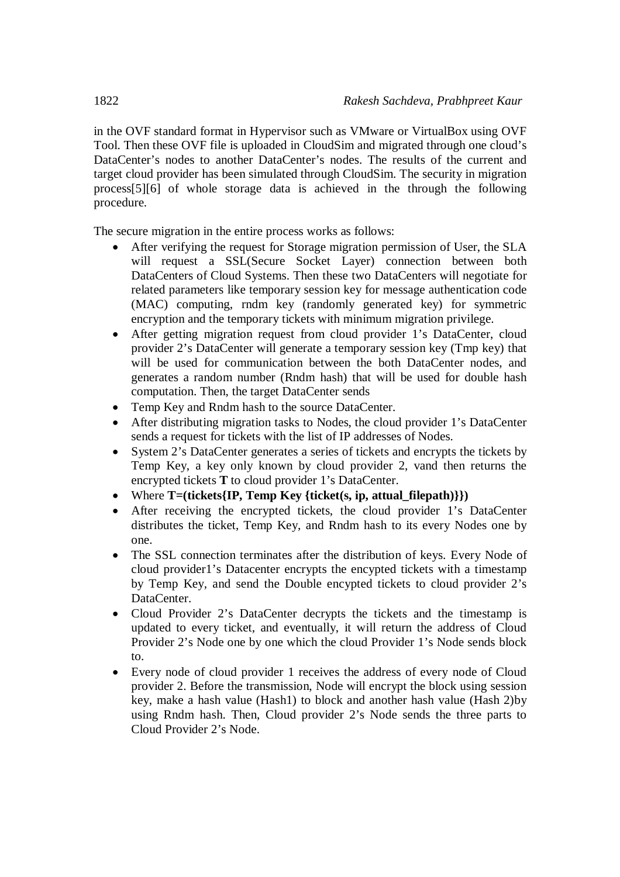in the OVF standard format in Hypervisor such as VMware or VirtualBox using OVF Tool. Then these OVF file is uploaded in CloudSim and migrated through one cloud's DataCenter's nodes to another DataCenter's nodes. The results of the current and target cloud provider has been simulated through CloudSim. The security in migration process[5][6] of whole storage data is achieved in the through the following procedure.

The secure migration in the entire process works as follows:

- After verifying the request for Storage migration permission of User, the SLA will request a SSL(Secure Socket Layer) connection between both DataCenters of Cloud Systems. Then these two DataCenters will negotiate for related parameters like temporary session key for message authentication code (MAC) computing, rndm key (randomly generated key) for symmetric encryption and the temporary tickets with minimum migration privilege.
- After getting migration request from cloud provider 1's DataCenter, cloud provider 2's DataCenter will generate a temporary session key (Tmp key) that will be used for communication between the both DataCenter nodes, and generates a random number (Rndm hash) that will be used for double hash computation. Then, the target DataCenter sends
- Temp Key and Rndm hash to the source DataCenter.
- After distributing migration tasks to Nodes, the cloud provider 1's DataCenter sends a request for tickets with the list of IP addresses of Nodes.
- System 2's DataCenter generates a series of tickets and encrypts the tickets by Temp Key, a key only known by cloud provider 2, vand then returns the encrypted tickets **T** to cloud provider 1's DataCenter.
- Where **T=(tickets{IP, Temp Key {ticket(s, ip, attual_filepath)}})**
- After receiving the encrypted tickets, the cloud provider 1's DataCenter distributes the ticket, Temp Key, and Rndm hash to its every Nodes one by one.
- The SSL connection terminates after the distribution of keys. Every Node of cloud provider1's Datacenter encrypts the encypted tickets with a timestamp by Temp Key, and send the Double encypted tickets to cloud provider 2's DataCenter.
- Cloud Provider 2's DataCenter decrypts the tickets and the timestamp is updated to every ticket, and eventually, it will return the address of Cloud Provider 2's Node one by one which the cloud Provider 1's Node sends block to.
- Every node of cloud provider 1 receives the address of every node of Cloud provider 2. Before the transmission, Node will encrypt the block using session key, make a hash value (Hash1) to block and another hash value (Hash 2)by using Rndm hash. Then, Cloud provider 2's Node sends the three parts to Cloud Provider 2's Node.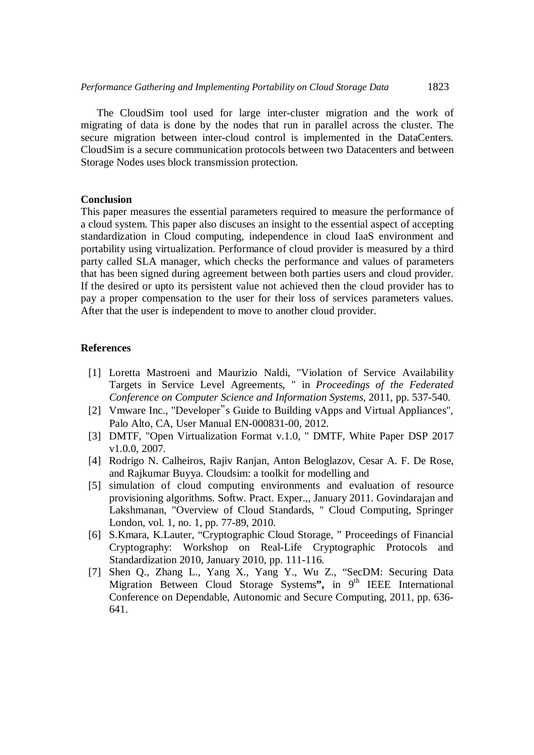The CloudSim tool used for large inter-cluster migration and the work of migrating of data is done by the nodes that run in parallel across the cluster. The secure migration between inter-cloud control is implemented in the DataCenters. CloudSim is a secure communication protocols between two Datacenters and between Storage Nodes uses block transmission protection.

## Conclusion

This paper measures the essential parameters required to measure the performance of a cloud system. This paper also discuses an insight to the essential aspect of accepting standardization in Cloud computing, independence in cloud IaaS environment and portability using virtualization. Performance of cloud provider is measured by a third party called SLA manager, which checks the performance and values of parameters that has been signed during agreement between both parties users and cloud provider. If the desired or upto its persistent value not achieved then the cloud provider has to pay a proper compensation to the user for their loss of services parameters values. After that the user is independent to move to another cloud provider.

## References

[1] Loretta Mastroeni and Maurizio Naldi, "Violation of Service Availability Targets in Service Level Agreements, " in *Proceedings of the Federated Conference on Computer Science and Information Systems*, 2011, pp. 537-540.

[2] Vmware Inc., "Developer‟s Guide to Building vApps and Virtual Appliances", Palo Alto, CA, User Manual EN-000831-00, 2012.

[3] DMTF, "Open Virtualization Format v.1.0, " DMTF, White Paper DSP 2017 v1.0.0, 2007.

[4] Rodrigo N. Calheiros, Rajiv Ranjan, Anton Beloglazov, Cesar A. F. De Rose, and Rajkumar Buyya. Cloudsim: a toolkit for modelling and

[5] simulation of cloud computing environments and evaluation of resource provisioning algorithms. Softw. Pract. Exper.,, January 2011. Govindarajan and Lakshmanan, "Overview of Cloud Standards, " Cloud Computing, Springer London, vol. 1, no. 1, pp. 77-89, 2010.

[6] S.Kmara, K.Lauter, "Cryptographic Cloud Storage, " Proceedings of Financial Cryptography: Workshop on Real-Life Cryptographic Protocols and Standardization 2010, January 2010, pp. 111-116.

[7] Shen Q., Zhang L., Yang X., Yang Y., Wu Z., "SecDM: Securing Data Migration Between Cloud Storage Systems**",** in 9th IEEE International Conference on Dependable, Autonomic and Secure Computing, 2011, pp. 636-641.